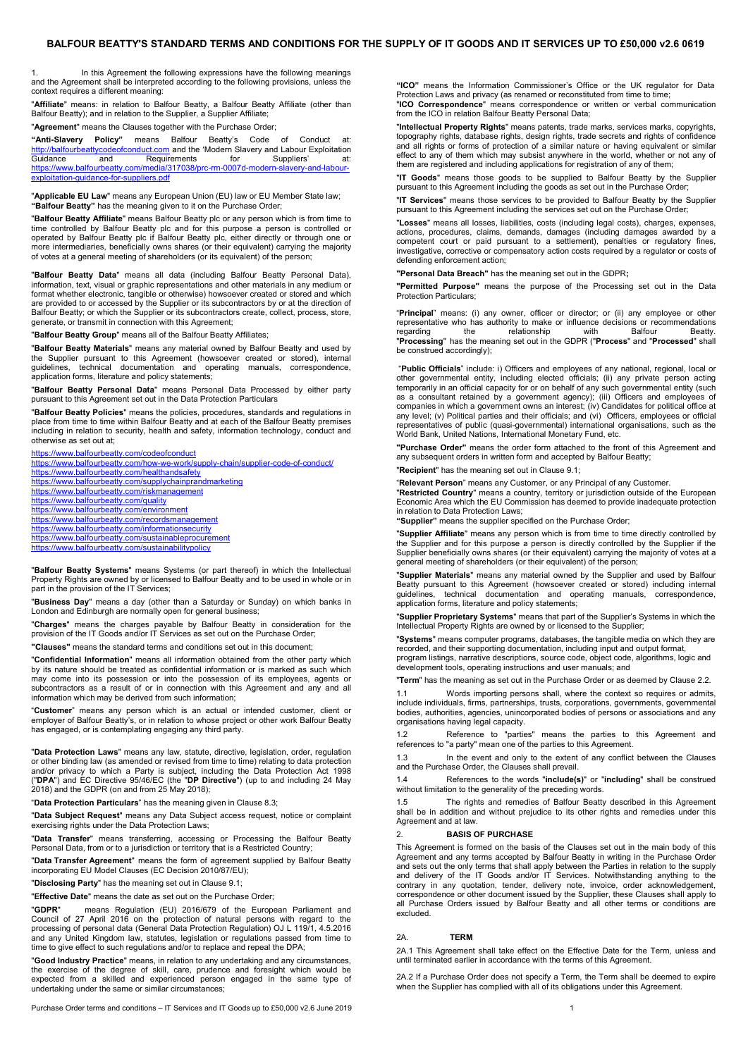# BALFOUR BEATTY'S STANDARD TERMS AND CONDITIONS FOR THE SUPPLY OF IT GOODS AND IT SERVICES UP TO £50,000 v2.6 0619

1. In this Agreement the following expressions have the following meanings and the Agreement shall be interpreted according to the following provisions, unless the context requires a different meaning:

"**Affiliate**" means: in relation to Balfour Beatty, a Balfour Beatty Affiliate (other than Balfour Beatty); and in relation to the Supplier, a Supplier Affiliate;

"**Agreement**" means the Clauses together with the Purchase Order;

**"Anti-Slavery Policy"** means Balfour Beatty's Code of Conduct at: http://balfourbeattycodeofconduct.com and the 'Modern Slavery and Labour Exploitation Guidance and Requirements for Suppliers' at: https://www.balfourbeatty.com/media/317038/prc-rm-0007d-modern-slavery-and-labour-exploitation-guidance-for-suppliers.pdf

"**Applicable EU Law**" means any European Union (EU) law or EU Member State law;

**"Balfour Beatty"** has the meaning given to it on the Purchase Order;

"**Balfour Beatty Affiliate**" means Balfour Beatty plc or any person which is from time to time controlled by Balfour Beatty plc and for this purpose a person is controlled or operated by Balfour Beatty plc if Balfour Beatty plc, either directly or through one or more intermediaries, beneficially owns shares (or their equivalent) carrying the majority of votes at a general meeting of shareholders (or its equivalent) of the person;

"**Balfour Beatty Data**" means all data (including Balfour Beatty Personal Data), information, text, visual or graphic representations and other materials in any medium or format whether electronic, tangible or otherwise) howsoever created or stored and which are provided to or accessed by the Supplier or its subcontractors by or at the direction of Balfour Beatty; or which the Supplier or its subcontractors create, collect, process, store, generate, or transmit in connection with this Agreement;

"**Balfour Beatty Group**" means all of the Balfour Beatty Affiliates;

"**Balfour Beatty Materials**" means any material owned by Balfour Beatty and used by the Supplier pursuant to this Agreement (howsoever created or stored), internal guidelines, technical documentation and operating manuals, correspondence, application forms, literature and policy statements;

"**Balfour Beatty Personal Data**" means Personal Data Processed by either party pursuant to this Agreement set out in the Data Protection Particulars

"**Balfour Beatty Policies**" means the policies, procedures, standards and regulations in place from time to time within Balfour Beatty and at each of the Balfour Beatty premises including in relation to security, health and safety, information technology, conduct and otherwise as set out at;

https://www.balfourbeatty.com/codeofconduct
https://www.balfourbeatty.com/how-we-work/supply-chain/supplier-code-of-conduct/
https://www.balfourbeatty.com/healthandsafety
https://www.balfourbeatty.com/supplychainprandmarketing
https://www.balfourbeatty.com/riskmanagement
https://www.balfourbeatty.com/quality
https://www.balfourbeatty.com/environment
https://www.balfourbeatty.com/recordsmanagement
https://www.balfourbeatty.com/informationsecurity
https://www.balfourbeatty.com/sustainableprocurement
https://www.balfourbeatty.com/sustainabilitypolicy

"**Balfour Beatty Systems**" means Systems (or part thereof) in which the Intellectual Property Rights are owned by or licensed to Balfour Beatty and to be used in whole or in part in the provision of the IT Services;

"**Business Day**" means a day (other than a Saturday or Sunday) on which banks in London and Edinburgh are normally open for general business;

"**Charges**" means the charges payable by Balfour Beatty in consideration for the provision of the IT Goods and/or IT Services as set out on the Purchase Order;

**"Clauses"** means the standard terms and conditions set out in this document;

"**Confidential Information**" means all information obtained from the other party which by its nature should be treated as confidential information or is marked as such which may come into its possession or into the possession of its employees, agents or subcontractors as a result of or in connection with this Agreement and any and all information which may be derived from such information;

"**Customer**" means any person which is an actual or intended customer, client or employer of Balfour Beatty's, or in relation to whose project or other work Balfour Beatty has engaged, or is contemplating engaging any third party.

"**Data Protection Laws**" means any law, statute, directive, legislation, order, regulation or other binding law (as amended or revised from time to time) relating to data protection and/or privacy to which a Party is subject, including the Data Protection Act 1998 ("**DPA**") and EC Directive 95/46/EC (the "**DP Directive**") (up to and including 24 May 2018) and the GDPR (on and from 25 May 2018);

"**Data Protection Particulars**" has the meaning given in Clause 8.3;

"**Data Subject Request**" means any Data Subject access request, notice or complaint exercising rights under the Data Protection Laws;

"**Data Transfer**" means transferring, accessing or Processing the Balfour Beatty Personal Data, from or to a jurisdiction or territory that is a Restricted Country;

"**Data Transfer Agreement**" means the form of agreement supplied by Balfour Beatty incorporating EU Model Clauses (EC Decision 2010/87/EU);

"**Disclosing Party**" has the meaning set out in Clause 9.1;

"**Effective Date**" means the date as set out on the Purchase Order;

"**GDPR**" means Regulation (EU) 2016/679 of the European Parliament and Council of 27 April 2016 on the protection of natural persons with regard to the processing of personal data (General Data Protection Regulation) OJ L 119/1, 4.5.2016 and any United Kingdom law, statutes, legislation or regulations passed from time to time to give effect to such regulations and/or to replace and repeal the DPA;

"**Good Industry Practice**" means, in relation to any undertaking and any circumstances, the exercise of the degree of skill, care, prudence and foresight which would be expected from a skilled and experienced person engaged in the same type of undertaking under the same or similar circumstances;

**"ICO"** means the Information Commissioner's Office or the UK regulator for Data Protection Laws and privacy (as renamed or reconstituted from time to time;

"**ICO Correspondence**" means correspondence or written or verbal communication from the ICO in relation Balfour Beatty Personal Data;

"**Intellectual Property Rights**" means patents, trade marks, services marks, copyrights, topography rights, database rights, design rights, trade secrets and rights of confidence and all rights or forms of protection of a similar nature or having equivalent or similar effect to any of them which may subsist anywhere in the world, whether or not any of them are registered and including applications for registration of any of them;

"**IT Goods**" means those goods to be supplied to Balfour Beatty by the Supplier pursuant to this Agreement including the goods as set out in the Purchase Order;

"**IT Services**" means those services to be provided to Balfour Beatty by the Supplier pursuant to this Agreement including the services set out on the Purchase Order;

"**Losses**" means all losses, liabilities, costs (including legal costs), charges, expenses, actions, procedures, claims, demands, damages (including damages awarded by a competent court or paid pursuant to a settlement), penalties or regulatory fines, investigative, corrective or compensatory action costs required by a regulator or costs of defending enforcement action;

**"Personal Data Breach"** has the meaning set out in the GDPR**;**

**"Permitted Purpose"** means the purpose of the Processing set out in the Data Protection Particulars;

"**Principal**" means: (i) any owner, officer or director; or (ii) any employee or other representative who has authority to make or influence decisions or recommendations regarding the relationship with Balfour Beatty.

"**Processing**" has the meaning set out in the GDPR ("**Process**" and "**Processed**" shall be construed accordingly);

"**Public Officials**" include: i) Officers and employees of any national, regional, local or other governmental entity, including elected officials; (ii) any private person acting temporarily in an official capacity for or on behalf of any such governmental entity (such as a consultant retained by a government agency); (iii) Officers and employees of companies in which a government owns an interest; (iv) Candidates for political office at any level; (v) Political parties and their officials; and (vi) Officers, employees or official representatives of public (quasi-governmental) international organisations, such as the World Bank, United Nations, International Monetary Fund, etc.

**"Purchase Order"** means the order form attached to the front of this Agreement and any subsequent orders in written form and accepted by Balfour Beatty;

"**Recipient**" has the meaning set out in Clause 9.1;

"**Relevant Person**" means any Customer, or any Principal of any Customer.

"**Restricted Country**" means a country, territory or jurisdiction outside of the European Economic Area which the EU Commission has deemed to provide inadequate protection in relation to Data Protection Laws;

**"Supplier"** means the supplier specified on the Purchase Order;

"**Supplier Affiliate**" means any person which is from time to time directly controlled by the Supplier and for this purpose a person is directly controlled by the Supplier if the Supplier beneficially owns shares (or their equivalent) carrying the majority of votes at a general meeting of shareholders (or their equivalent) of the person;

"**Supplier Materials**" means any material owned by the Supplier and used by Balfour Beatty pursuant to this Agreement (howsoever created or stored) including internal guidelines, technical documentation and operating manuals, correspondence, application forms, literature and policy statements;

"**Supplier Proprietary Systems**" means that part of the Supplier's Systems in which the Intellectual Property Rights are owned by or licensed to the Supplier;

"**Systems**" means computer programs, databases, the tangible media on which they are recorded, and their supporting documentation, including input and output format, program listings, narrative descriptions, source code, object code, algorithms, logic and development tools, operating instructions and user manuals; and

"**Term**" has the meaning as set out in the Purchase Order or as deemed by Clause 2.2.

1.1 Words importing persons shall, where the context so requires or admits, include individuals, firms, partnerships, trusts, corporations, governments, governmental bodies, authorities, agencies, unincorporated bodies of persons or associations and any organisations having legal capacity.

1.2 Reference to "parties" means the parties to this Agreement and references to "a party" mean one of the parties to this Agreement.

1.3 In the event and only to the extent of any conflict between the Clauses and the Purchase Order, the Clauses shall prevail.

1.4 References to the words "**include(s)**" or "**including**" shall be construed without limitation to the generality of the preceding words.

1.5 The rights and remedies of Balfour Beatty described in this Agreement shall be in addition and without prejudice to its other rights and remedies under this Agreement and at law.

## 2. BASIS OF PURCHASE

This Agreement is formed on the basis of the Clauses set out in the main body of this Agreement and any terms accepted by Balfour Beatty in writing in the Purchase Order and sets out the only terms that shall apply between the Parties in relation to the supply and delivery of the IT Goods and/or IT Services. Notwithstanding anything to the contrary in any quotation, tender, delivery note, invoice, order acknowledgement, correspondence or other document issued by the Supplier, these Clauses shall apply to all Purchase Orders issued by Balfour Beatty and all other terms or conditions are excluded.

## 2A. TERM

2A.1 This Agreement shall take effect on the Effective Date for the Term, unless and until terminated earlier in accordance with the terms of this Agreement.

2A.2 If a Purchase Order does not specify a Term, the Term shall be deemed to expire when the Supplier has complied with all of its obligations under this Agreement.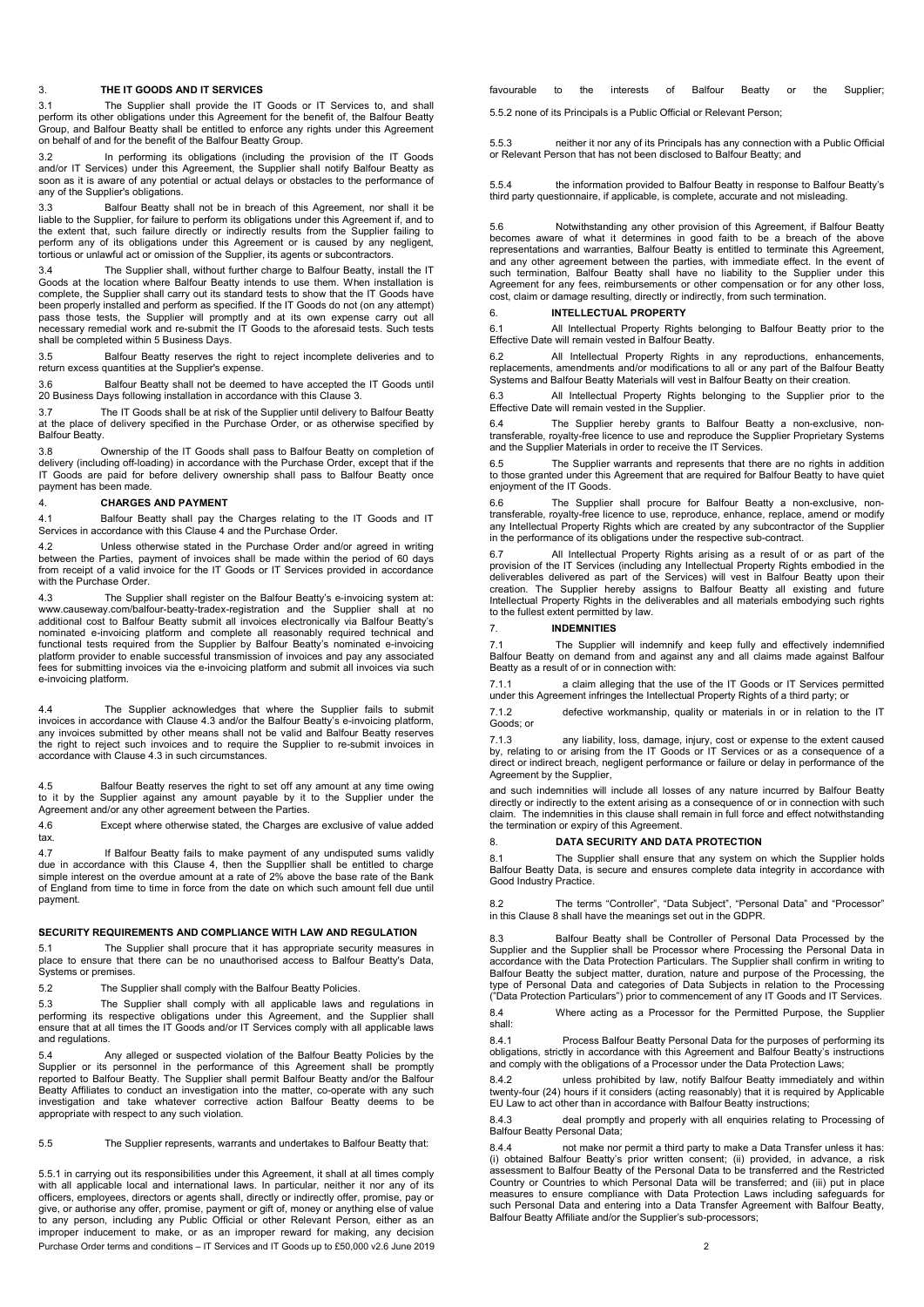## 3. THE IT GOODS AND IT SERVICES

3.1 The Supplier shall provide the IT Goods or IT Services to, and shall perform its other obligations under this Agreement for the benefit of, the Balfour Beatty Group, and Balfour Beatty shall be entitled to enforce any rights under this Agreement on behalf of and for the benefit of the Balfour Beatty Group.

3.2 In performing its obligations (including the provision of the IT Goods and/or IT Services) under this Agreement, the Supplier shall notify Balfour Beatty as soon as it is aware of any potential or actual delays or obstacles to the performance of any of the Supplier's obligations.

3.3 Balfour Beatty shall not be in breach of this Agreement, nor shall it be liable to the Supplier, for failure to perform its obligations under this Agreement if, and to the extent that, such failure directly or indirectly results from the Supplier failing to perform any of its obligations under this Agreement or is caused by any negligent, tortious or unlawful act or omission of the Supplier, its agents or subcontractors.

3.4 The Supplier shall, without further charge to Balfour Beatty, install the IT Goods at the location where Balfour Beatty intends to use them. When installation is complete, the Supplier shall carry out its standard tests to show that the IT Goods have been properly installed and perform as specified. If the IT Goods do not (on any attempt) pass those tests, the Supplier will promptly and at its own expense carry out all necessary remedial work and re-submit the IT Goods to the aforesaid tests. Such tests shall be completed within 5 Business Days.

3.5 Balfour Beatty reserves the right to reject incomplete deliveries and to return excess quantities at the Supplier's expense.

3.6 Balfour Beatty shall not be deemed to have accepted the IT Goods until 20 Business Days following installation in accordance with this Clause 3.

3.7 The IT Goods shall be at risk of the Supplier until delivery to Balfour Beatty at the place of delivery specified in the Purchase Order, or as otherwise specified by Balfour Beatty.

3.8 Ownership of the IT Goods shall pass to Balfour Beatty on completion of delivery (including off-loading) in accordance with the Purchase Order, except that if the IT Goods are paid for before delivery ownership shall pass to Balfour Beatty once payment has been made.

## 4. CHARGES AND PAYMENT

4.1 Balfour Beatty shall pay the Charges relating to the IT Goods and IT Services in accordance with this Clause 4 and the Purchase Order.

4.2 Unless otherwise stated in the Purchase Order and/or agreed in writing between the Parties, payment of invoices shall be made within the period of 60 days from receipt of a valid invoice for the IT Goods or IT Services provided in accordance with the Purchase Order.

4.3 The Supplier shall register on the Balfour Beatty's e-invoicing system at: www.causeway.com/balfour-beatty-tradex-registration and the Supplier shall at no additional cost to Balfour Beatty submit all invoices electronically via Balfour Beatty's nominated e-invoicing platform and complete all reasonably required technical and functional tests required from the Supplier by Balfour Beatty's nominated e-invoicing platform provider to enable successful transmission of invoices and pay any associated fees for submitting invoices via the e-invoicing platform and submit all invoices via such e-invoicing platform.

4.4 The Supplier acknowledges that where the Supplier fails to submit invoices in accordance with Clause 4.3 and/or the Balfour Beatty's e-invoicing platform, any invoices submitted by other means shall not be valid and Balfour Beatty reserves the right to reject such invoices and to require the Supplier to re-submit invoices in accordance with Clause 4.3 in such circumstances.

4.5 Balfour Beatty reserves the right to set off any amount at any time owing to it by the Supplier against any amount payable by it to the Supplier under the Agreement and/or any other agreement between the Parties.

4.6 Except where otherwise stated, the Charges are exclusive of value added tax.

4.7 If Balfour Beatty fails to make payment of any undisputed sums validly due in accordance with this Clause 4, then the Supplier shall be entitled to charge simple interest on the overdue amount at a rate of 2% above the base rate of the Bank of England from time to time in force from the date on which such amount fell due until payment.

## SECURITY REQUIREMENTS AND COMPLIANCE WITH LAW AND REGULATION

5.1 The Supplier shall procure that it has appropriate security measures in place to ensure that there can be no unauthorised access to Balfour Beatty's Data, Systems or premises.

5.2 The Supplier shall comply with the Balfour Beatty Policies.

5.3 The Supplier shall comply with all applicable laws and regulations in performing its respective obligations under this Agreement, and the Supplier shall ensure that at all times the IT Goods and/or IT Services comply with all applicable laws and regulations.

5.4 Any alleged or suspected violation of the Balfour Beatty Policies by the Supplier or its personnel in the performance of this Agreement shall be promptly reported to Balfour Beatty. The Supplier shall permit Balfour Beatty and/or the Balfour Beatty Affiliates to conduct an investigation into the matter, co-operate with any such investigation and take whatever corrective action Balfour Beatty deems to be appropriate with respect to any such violation.

5.5 The Supplier represents, warrants and undertakes to Balfour Beatty that:

5.5.1 in carrying out its responsibilities under this Agreement, it shall at all times comply with all applicable local and international laws. In particular, neither it nor any of its officers, employees, directors or agents shall, directly or indirectly offer, promise, pay or give, or authorise any offer, promise, payment or gift of, money or anything else of value to any person, including any Public Official or other Relevant Person, either as an improper inducement to make, or as an improper reward for making, any decision favourable to the interests of Balfour Beatty or the Supplier;

5.5.2 none of its Principals is a Public Official or Relevant Person;

5.5.3 neither it nor any of its Principals has any connection with a Public Official or Relevant Person that has not been disclosed to Balfour Beatty; and

5.5.4 the information provided to Balfour Beatty in response to Balfour Beatty's third party questionnaire, if applicable, is complete, accurate and not misleading.

5.6 Notwithstanding any other provision of this Agreement, if Balfour Beatty becomes aware of what it determines in good faith to be a breach of the above representations and warranties, Balfour Beatty is entitled to terminate this Agreement, and any other agreement between the parties, with immediate effect. In the event of such termination, Balfour Beatty shall have no liability to the Supplier under this Agreement for any fees, reimbursements or other compensation or for any other loss, cost, claim or damage resulting, directly or indirectly, from such termination.

## 6. INTELLECTUAL PROPERTY

6.1 All Intellectual Property Rights belonging to Balfour Beatty prior to the Effective Date will remain vested in Balfour Beatty.

6.2 All Intellectual Property Rights in any reproductions, enhancements, replacements, amendments and/or modifications to all or any part of the Balfour Beatty Systems and Balfour Beatty Materials will vest in Balfour Beatty on their creation.

6.3 All Intellectual Property Rights belonging to the Supplier prior to the Effective Date will remain vested in the Supplier.

6.4 The Supplier hereby grants to Balfour Beatty a non-exclusive, non-transferable, royalty-free licence to use and reproduce the Supplier Proprietary Systems and the Supplier Materials in order to receive the IT Services.

6.5 The Supplier warrants and represents that there are no rights in addition to those granted under this Agreement that are required for Balfour Beatty to have quiet enjoyment of the IT Goods.

6.6 The Supplier shall procure for Balfour Beatty a non-exclusive, non-transferable, royalty-free licence to use, reproduce, enhance, replace, amend or modify any Intellectual Property Rights which are created by any subcontractor of the Supplier in the performance of its obligations under the respective sub-contract.

6.7 All Intellectual Property Rights arising as a result of or as part of the provision of the IT Services (including any Intellectual Property Rights embodied in the deliverables delivered as part of the Services) will vest in Balfour Beatty upon their creation. The Supplier hereby assigns to Balfour Beatty all existing and future Intellectual Property Rights in the deliverables and all materials embodying such rights to the fullest extent permitted by law.

## 7. INDEMNITIES

7.1 The Supplier will indemnify and keep fully and effectively indemnified Balfour Beatty on demand from and against any and all claims made against Balfour Beatty as a result of or in connection with:

7.1.1 a claim alleging that the use of the IT Goods or IT Services permitted under this Agreement infringes the Intellectual Property Rights of a third party; or

7.1.2 defective workmanship, quality or materials in or in relation to the IT Goods; or

7.1.3 any liability, loss, damage, injury, cost or expense to the extent caused by, relating to or arising from the IT Goods or IT Services or as a consequence of a direct or indirect breach, negligent performance or failure or delay in performance of the Agreement by the Supplier,

and such indemnities will include all losses of any nature incurred by Balfour Beatty directly or indirectly to the extent arising as a consequence of or in connection with such claim. The indemnities in this clause shall remain in full force and effect notwithstanding the termination or expiry of this Agreement.

## 8. DATA SECURITY AND DATA PROTECTION

8.1 The Supplier shall ensure that any system on which the Supplier holds Balfour Beatty Data, is secure and ensures complete data integrity in accordance with Good Industry Practice.

8.2 The terms "Controller", "Data Subject", "Personal Data" and "Processor" in this Clause 8 shall have the meanings set out in the GDPR.

8.3 Balfour Beatty shall be Controller of Personal Data Processed by the Supplier and the Supplier shall be Processor where Processing the Personal Data in accordance with the Data Protection Particulars. The Supplier shall confirm in writing to Balfour Beatty the subject matter, duration, nature and purpose of the Processing, the type of Personal Data and categories of Data Subjects in relation to the Processing ("Data Protection Particulars") prior to commencement of any IT Goods and IT Services.

8.4 Where acting as a Processor for the Permitted Purpose, the Supplier shall:

8.4.1 Process Balfour Beatty Personal Data for the purposes of performing its obligations, strictly in accordance with this Agreement and Balfour Beatty's instructions and comply with the obligations of a Processor under the Data Protection Laws;

8.4.2 unless prohibited by law, notify Balfour Beatty immediately and within twenty-four (24) hours if it considers (acting reasonably) that it is required by Applicable EU Law to act other than in accordance with Balfour Beatty instructions;

8.4.3 deal promptly and properly with all enquiries relating to Processing of Balfour Beatty Personal Data;

8.4.4 not make nor permit a third party to make a Data Transfer unless it has: (i) obtained Balfour Beatty's prior written consent; (ii) provided, in advance, a risk assessment to Balfour Beatty of the Personal Data to be transferred and the Restricted Country or Countries to which Personal Data will be transferred; and (iii) put in place measures to ensure compliance with Data Protection Laws including safeguards for such Personal Data and entering into a Data Transfer Agreement with Balfour Beatty, Balfour Beatty Affiliate and/or the Supplier's sub-processors;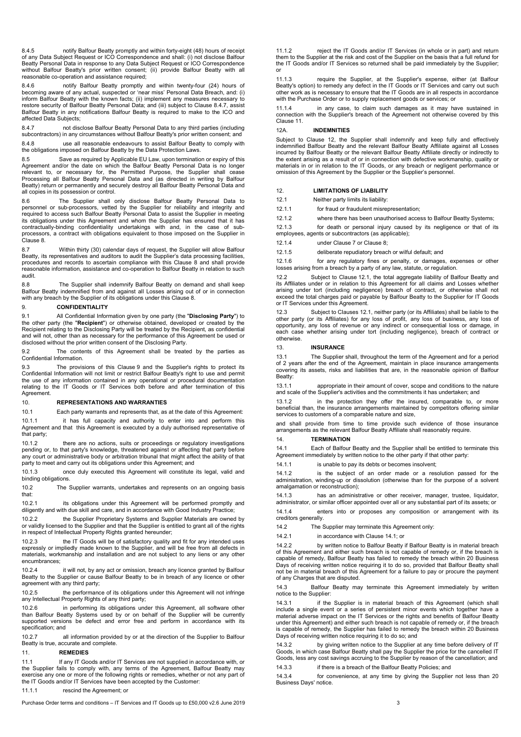8.4.5 notify Balfour Beatty promptly and within forty-eight (48) hours of receipt of any Data Subject Request or ICO Correspondence and shall: (i) not disclose Balfour Beatty Personal Data in response to any Data Subject Request or ICO Correspondence without Balfour Beatty's prior written consent; (ii) provide Balfour Beatty with all reasonable co-operation and assistance required;

8.4.6 notify Balfour Beatty promptly and within twenty-four (24) hours of becoming aware of any actual, suspected or 'near miss' Personal Data Breach, and: (i) inform Balfour Beatty with the known facts; (ii) implement any measures necessary to restore security of Balfour Beatty Personal Data; and (iii) subject to Clause 8.4.7, assist Balfour Beatty in any notifications Balfour Beatty is required to make to the ICO and affected Data Subjects;

8.4.7 not disclose Balfour Beatty Personal Data to any third parties (including subcontractors) in any circumstances without Balfour Beatty's prior written consent; and

8.4.8 use all reasonable endeavours to assist Balfour Beatty to comply with the obligations imposed on Balfour Beatty by the Data Protection Laws.

8.5 Save as required by Applicable EU Law, upon termination or expiry of this Agreement and/or the date on which the Balfour Beatty Personal Data is no longer relevant to, or necessary for, the Permitted Purpose, the Supplier shall cease Processing all Balfour Beatty Personal Data and (as directed in writing by Balfour Beatty) return or permanently and securely destroy all Balfour Beatty Personal Data and all copies in its possession or control.

8.6 The Supplier shall only disclose Balfour Beatty Personal Data to personnel or sub-processors, vetted by the Supplier for reliability and integrity and required to access such Balfour Beatty Personal Data to assist the Supplier in meeting its obligations under this Agreement and whom the Supplier has ensured that it has contractually-binding confidentiality undertakings with and, in the case of sub-processors, a contract with obligations equivalent to those imposed on the Supplier in Clause 8.

8.7 Within thirty (30) calendar days of request, the Supplier will allow Balfour Beatty, its representatives and auditors to audit the Supplier's data processing facilities, procedures and records to ascertain compliance with this Clause 8 and shall provide reasonable information, assistance and co-operation to Balfour Beatty in relation to such audit.

8.8 The Supplier shall indemnify Balfour Beatty on demand and shall keep Balfour Beatty indemnified from and against all Losses arising out of or in connection with any breach by the Supplier of its obligations under this Clause 8.

## 9. CONFIDENTIALITY

9.1 All Confidential Information given by one party (the "**Disclosing Party**") to the other party (the "**Recipient**") or otherwise obtained, developed or created by the Recipient relating to the Disclosing Party will be treated by the Recipient, as confidential and will not, other than as necessary for the performance of this Agreement be used or disclosed without the prior written consent of the Disclosing Party.

9.2 The contents of this Agreement shall be treated by the parties as Confidential Information.

9.3 The provisions of this Clause 9 and the Supplier's rights to protect its Confidential Information will not limit or restrict Balfour Beatty's right to use and permit the use of any information contained in any operational or procedural documentation relating to the IT Goods or IT Services both before and after termination of this Agreement.

## 10. REPRESENTATIONS AND WARRANTIES

10.1 Each party warrants and represents that, as at the date of this Agreement:

10.1.1 it has full capacity and authority to enter into and perform this Agreement and that this Agreement is executed by a duly authorised representative of that party;

10.1.2 there are no actions, suits or proceedings or regulatory investigations pending or, to that party's knowledge, threatened against or affecting that party before any court or administrative body or arbitration tribunal that might affect the ability of that party to meet and carry out its obligations under this Agreement; and

10.1.3 once duly executed this Agreement will constitute its legal, valid and binding obligations.

10.2 The Supplier warrants, undertakes and represents on an ongoing basis that:

10.2.1 its obligations under this Agreement will be performed promptly and diligently and with due skill and care, and in accordance with Good Industry Practice;

10.2.2 the Supplier Proprietary Systems and Supplier Materials are owned by or validly licensed to the Supplier and that the Supplier is entitled to grant all of the rights in respect of Intellectual Property Rights granted hereunder;

10.2.3 the IT Goods will be of satisfactory quality and fit for any intended uses expressly or impliedly made known to the Supplier, and will be free from all defects in materials, workmanship and installation and are not subject to any liens or any other encumbrances;

10.2.4 it will not, by any act or omission, breach any licence granted by Balfour Beatty to the Supplier or cause Balfour Beatty to be in breach of any licence or other agreement with any third party;

10.2.5 the performance of its obligations under this Agreement will not infringe any Intellectual Property Rights of any third party;

10.2.6 in performing its obligations under this Agreement, all software other than Balfour Beatty Systems used by or on behalf of the Supplier will be currently supported versions be defect and error free and perform in accordance with its specification; and

10.2.7 all information provided by or at the direction of the Supplier to Balfour Beatty is true, accurate and complete.

## 11. REMEDIES

11.1 If any IT Goods and/or IT Services are not supplied in accordance with, or the Supplier fails to comply with, any terms of the Agreement, Balfour Beatty may exercise any one or more of the following rights or remedies, whether or not any part of the IT Goods and/or IT Services have been accepted by the Customer:

11.1.1 rescind the Agreement; or

11.1.2 reject the IT Goods and/or IT Services (in whole or in part) and return them to the Supplier at the risk and cost of the Supplier on the basis that a full refund for the IT Goods and/or IT Services so returned shall be paid immediately by the Supplier; or

11.1.3 require the Supplier, at the Supplier's expense, either (at Balfour Beatty's option) to remedy any defect in the IT Goods or IT Services and carry out such other work as is necessary to ensure that the IT Goods are in all respects in accordance with the Purchase Order or to supply replacement goods or services; or

11.1.4 in any case, to claim such damages as it may have sustained in connection with the Supplier's breach of the Agreement not otherwise covered by this Clause 11.

## 12A. INDEMNITIES

Subject to Clause 12, the Supplier shall indemnify and keep fully and effectively indemnified Balfour Beatty and the relevant Balfour Beatty Affiliate against all Losses incurred by Balfour Beatty or the relevant Balfour Beatty Affiliate directly or indirectly to the extent arising as a result of or in connection with defective workmanship, quality or materials in or in relation to the IT Goods, or any breach or negligent performance or omission of this Agreement by the Supplier or the Supplier's personnel.

## 12. LIMITATIONS OF LIABILITY

12.1 Neither party limits its liability:

12.1.1 for fraud or fraudulent misrepresentation;

12.1.2 where there has been unauthorised access to Balfour Beatty Systems;

12.1.3 for death or personal injury caused by its negligence or that of its employees, agents or subcontractors (as applicable);

12.1.4 under Clause 7 or Clause 8;

12.1.5 deliberate repudiatory breach or wilful default; and

12.1.6 for any regulatory fines or penalty, or damages, expenses or other losses arising from a breach by a party of any law, statute, or regulation.

12.2 Subject to Clause 12.1, the total aggregate liability of Balfour Beatty and its Affiliates under or in relation to this Agreement for all claims and Losses whether arising under tort (including negligence) breach of contract, or otherwise shall not exceed the total charges paid or payable by Balfour Beatty to the Supplier for IT Goods or IT Services under this Agreement.

12.3 Subject to Clauses 12.1, neither party (or its Affiliates) shall be liable to the other party (or its Affiliates) for any loss of profit, any loss of business, any loss of opportunity, any loss of revenue or any indirect or consequential loss or damage, in each case whether arising under tort (including negligence), breach of contract or otherwise.

## 13. INSURANCE

13.1 The Supplier shall, throughout the term of the Agreement and for a period of 2 years after the end of the Agreement, maintain in place insurance arrangements covering its assets, risks and liabilities that are, in the reasonable opinion of Balfour Beatty:

13.1.1 appropriate in their amount of cover, scope and conditions to the nature and scale of the Supplier's activities and the commitments it has undertaken; and

13.1.2 in the protection they offer the insured, comparable to, or more beneficial than, the insurance arrangements maintained by competitors offering similar services to customers of a comparable nature and size,

and shall provide from time to time provide such evidence of those insurance arrangements as the relevant Balfour Beatty Affiliate shall reasonably require.

## 14. TERMINATION

14.1 Each of Balfour Beatty and the Supplier shall be entitled to terminate this Agreement immediately by written notice to the other party if that other party:

14.1.1 is unable to pay its debts or becomes insolvent;

14.1.2 is the subject of an order made or a resolution passed for the administration, winding-up or dissolution (otherwise than for the purpose of a solvent amalgamation or reconstruction);

14.1.3 has an administrative or other receiver, manager, trustee, liquidator, administrator, or similar officer appointed over all or any substantial part of its assets; or

14.1.4 enters into or proposes any composition or arrangement with its creditors generally.

14.2 The Supplier may terminate this Agreement only:

14.2.1 in accordance with Clause 14.1; or

14.2.2 by written notice to Balfour Beatty if Balfour Beatty is in material breach of this Agreement and either such breach is not capable of remedy or, if the breach is capable of remedy, Balfour Beatty has failed to remedy the breach within 20 Business Days of receiving written notice requiring it to do so, provided that Balfour Beatty shall not be in material breach of this Agreement for a failure to pay or procure the payment of any Charges that are disputed.

14.3 Balfour Beatty may terminate this Agreement immediately by written notice to the Supplier:

14.3.1 if the Supplier is in material breach of this Agreement (which shall include a single event or a series of persistent minor events which together have a material adverse impact on the IT Services or the rights and benefits of Balfour Beatty under this Agreement) and either such breach is not capable of remedy or, if the breach is capable of remedy, the Supplier has failed to remedy the breach within 20 Business Days of receiving written notice requiring it to do so; and

14.3.2 by giving written notice to the Supplier at any time before delivery of IT Goods, in which case Balfour Beatty shall pay the Supplier the price for the cancelled IT Goods, less any cost savings accruing to the Supplier by reason of the cancellation; and

14.3.3 if there is a breach of the Balfour Beatty Policies; and

14.3.4 for convenience, at any time by giving the Supplier not less than 20 Business Days' notice.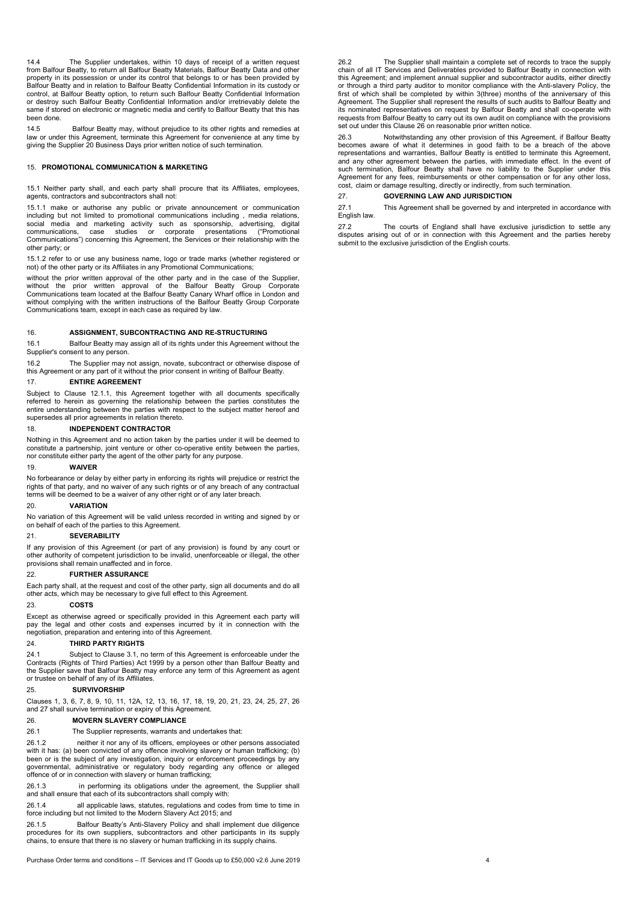14.4 The Supplier undertakes, within 10 days of receipt of a written request from Balfour Beatty, to return all Balfour Beatty Materials, Balfour Beatty Data and other property in its possession or under its control that belongs to or has been provided by Balfour Beatty and in relation to Balfour Beatty Confidential Information in its custody or control, at Balfour Beatty option, to return such Balfour Beatty Confidential Information or destroy such Balfour Beatty Confidential Information and/or irretrievably delete the same if stored on electronic or magnetic media and certify to Balfour Beatty that this has been done.

14.5 Balfour Beatty may, without prejudice to its other rights and remedies at law or under this Agreement, terminate this Agreement for convenience at any time by giving the Supplier 20 Business Days prior written notice of such termination.

## 15. PROMOTIONAL COMMUNICATION & MARKETING

15.1 Neither party shall, and each party shall procure that its Affiliates, employees, agents, contractors and subcontractors shall not:

15.1.1 make or authorise any public or private announcement or communication including but not limited to promotional communications including , media relations, social media and marketing activity such as sponsorship, advertising, digital communications, case studies or corporate presentations ("Promotional Communications") concerning this Agreement, the Services or their relationship with the other party; or

15.1.2 refer to or use any business name, logo or trade marks (whether registered or not) of the other party or its Affiliates in any Promotional Communications;

without the prior written approval of the other party and in the case of the Supplier, without the prior written approval of the Balfour Beatty Group Corporate Communications team located at the Balfour Beatty Canary Wharf office in London and without complying with the written instructions of the Balfour Beatty Group Corporate Communications team, except in each case as required by law.

## 16. ASSIGNMENT, SUBCONTRACTING AND RE-STRUCTURING

16.1 Balfour Beatty may assign all of its rights under this Agreement without the Supplier's consent to any person.

16.2 The Supplier may not assign, novate, subcontract or otherwise dispose of this Agreement or any part of it without the prior consent in writing of Balfour Beatty.

## 17. ENTIRE AGREEMENT

Subject to Clause 12.1.1, this Agreement together with all documents specifically referred to herein as governing the relationship between the parties constitutes the entire understanding between the parties with respect to the subject matter hereof and supersedes all prior agreements in relation thereto.

## 18. INDEPENDENT CONTRACTOR

Nothing in this Agreement and no action taken by the parties under it will be deemed to constitute a partnership, joint venture or other co-operative entity between the parties, nor constitute either party the agent of the other party for any purpose.

## 19. WAIVER

No forbearance or delay by either party in enforcing its rights will prejudice or restrict the rights of that party, and no waiver of any such rights or of any breach of any contractual terms will be deemed to be a waiver of any other right or of any later breach.

## 20. VARIATION

No variation of this Agreement will be valid unless recorded in writing and signed by or on behalf of each of the parties to this Agreement.

## 21. SEVERABILITY

If any provision of this Agreement (or part of any provision) is found by any court or other authority of competent jurisdiction to be invalid, unenforceable or illegal, the other provisions shall remain unaffected and in force.

## 22. FURTHER ASSURANCE

Each party shall, at the request and cost of the other party, sign all documents and do all other acts, which may be necessary to give full effect to this Agreement.

## 23. COSTS

Except as otherwise agreed or specifically provided in this Agreement each party will pay the legal and other costs and expenses incurred by it in connection with the negotiation, preparation and entering into of this Agreement.

## 24. THIRD PARTY RIGHTS

24.1 Subject to Clause 3.1, no term of this Agreement is enforceable under the Contracts (Rights of Third Parties) Act 1999 by a person other than Balfour Beatty and the Supplier save that Balfour Beatty may enforce any term of this Agreement as agent or trustee on behalf of any of its Affiliates.

## 25. SURVIVORSHIP

Clauses 1, 3, 6, 7, 8, 9, 10, 11, 12A, 12, 13, 16, 17, 18, 19, 20, 21, 23, 24, 25, 27, 26 and 27 shall survive termination or expiry of this Agreement.

## 26. MOVERN SLAVERY COMPLIANCE

26.1 The Supplier represents, warrants and undertakes that:

26.1.2 neither it nor any of its officers, employees or other persons associated with it has: (a) been convicted of any offence involving slavery or human trafficking; (b) been or is the subject of any investigation, inquiry or enforcement proceedings by any governmental, administrative or regulatory body regarding any offence or alleged offence of or in connection with slavery or human trafficking;

26.1.3 in performing its obligations under the agreement, the Supplier shall and shall ensure that each of its subcontractors shall comply with:

26.1.4 all applicable laws, statutes, regulations and codes from time to time in force including but not limited to the Modern Slavery Act 2015; and

26.1.5 Balfour Beatty's Anti-Slavery Policy and shall implement due diligence procedures for its own suppliers, subcontractors and other participants in its supply chains, to ensure that there is no slavery or human trafficking in its supply chains.

26.2 The Supplier shall maintain a complete set of records to trace the supply chain of all IT Services and Deliverables provided to Balfour Beatty in connection with this Agreement; and implement annual supplier and subcontractor audits, either directly or through a third party auditor to monitor compliance with the Anti-slavery Policy, the first of which shall be completed by within 3(three) months of the anniversary of this Agreement. The Supplier shall represent the results of such audits to Balfour Beatty and its nominated representatives on request by Balfour Beatty and shall co-operate with requests from Balfour Beatty to carry out its own audit on compliance with the provisions set out under this Clause 26 on reasonable prior written notice.

26.3 Notwithstanding any other provision of this Agreement, if Balfour Beatty becomes aware of what it determines in good faith to be a breach of the above representations and warranties, Balfour Beatty is entitled to terminate this Agreement, and any other agreement between the parties, with immediate effect. In the event of such termination, Balfour Beatty shall have no liability to the Supplier under this Agreement for any fees, reimbursements or other compensation or for any other loss, cost, claim or damage resulting, directly or indirectly, from such termination.

## 27. GOVERNING LAW AND JURISDICTION

27.1 This Agreement shall be governed by and interpreted in accordance with English law.

27.2 The courts of England shall have exclusive jurisdiction to settle any disputes arising out of or in connection with this Agreement and the parties hereby submit to the exclusive jurisdiction of the English courts.